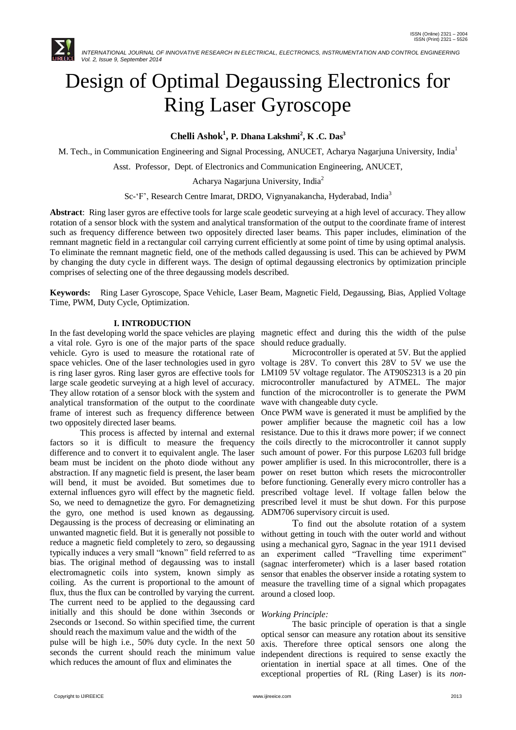# Design of Optimal Degaussing Electronics for Ring Laser Gyroscope

**Chelli Ashok[1], P. Dhana Lakshmi[2], K .C. Das[3]**

M. Tech., in Communication Engineering and Signal Processing, ANUCET, Acharya Nagarjuna University, India[1]

Asst. Professor, Dept. of Electronics and Communication Engineering, ANUCET,

Acharya Nagarjuna University, India[2]

Sc-'F', Research Centre Imarat, DRDO, Vignyanakancha, Hyderabad, India[3]

**Abstract**: Ring laser gyros are effective tools for large scale geodetic surveying at a high level of accuracy. They allow rotation of a sensor block with the system and analytical transformation of the output to the coordinate frame of interest such as frequency difference between two oppositely directed laser beams. This paper includes, elimination of the remnant magnetic field in a rectangular coil carrying current efficiently at some point of time by using optimal analysis. To eliminate the remnant magnetic field, one of the methods called degaussing is used. This can be achieved by PWM by changing the duty cycle in different ways. The design of optimal degaussing electronics by optimization principle comprises of selecting one of the three degaussing models described.

**Keywords:** Ring Laser Gyroscope, Space Vehicle, Laser Beam, Magnetic Field, Degaussing, Bias, Applied Voltage Time, PWM, Duty Cycle, Optimization.

## I. INTRODUCTION

In the fast developing world the space vehicles are playing a vital role. Gyro is one of the major parts of the space vehicle. Gyro is used to measure the rotational rate of space vehicles. One of the laser technologies used in gyro is ring laser gyros. Ring laser gyros are effective tools for large scale geodetic surveying at a high level of accuracy. They allow rotation of a sensor block with the system and analytical transformation of the output to the coordinate frame of interest such as frequency difference between two oppositely directed laser beams.

This process is affected by internal and external factors so it is difficult to measure the frequency difference and to convert it to equivalent angle. The laser beam must be incident on the photo diode without any abstraction. If any magnetic field is present, the laser beam will bend, it must be avoided. But sometimes due to external influences gyro will effect by the magnetic field. So, we need to demagnetize the gyro. For demagnetizing the gyro, one method is used known as degaussing. Degaussing is the process of decreasing or eliminating an unwanted magnetic field. But it is generally not possible to reduce a magnetic field completely to zero, so degaussing typically induces a very small "known" field referred to as bias. The original method of degaussing was to install electromagnetic coils into system, known simply as coiling. As the current is proportional to the amount of flux, thus the flux can be controlled by varying the current. The current need to be applied to the degaussing card initially and this should be done within 3seconds or 2seconds or 1second. So within specified time, the current should reach the maximum value and the width of the pulse will be high i.e., 50% duty cycle. In the next 50 seconds the current should reach the minimum value which reduces the amount of flux and eliminates the magnetic effect and during this the width of the pulse should reduce gradually.

Microcontroller is operated at 5V. But the applied voltage is 28V. To convert this 28V to 5V we use the LM109 5V voltage regulator. The AT90S2313 is a 20 pin microcontroller manufactured by ATMEL. The major function of the microcontroller is to generate the PWM wave with changeable duty cycle.

Once PWM wave is generated it must be amplified by the power amplifier because the magnetic coil has a low resistance. Due to this it draws more power; if we connect the coils directly to the microcontroller it cannot supply such amount of power. For this purpose L6203 full bridge power amplifier is used. In this microcontroller, there is a power on reset button which resets the microcontroller before functioning. Generally every micro controller has a prescribed voltage level. If voltage fallen below the prescribed level it must be shut down. For this purpose ADM706 supervisory circuit is used.

To find out the absolute rotation of a system without getting in touch with the outer world and without using a mechanical gyro, Sagnac in the year 1911 devised an experiment called "Travelling time experiment" (sagnac interferometer) which is a laser based rotation sensor that enables the observer inside a rotating system to measure the travelling time of a signal which propagates around a closed loop.

*Working Principle:*

The basic principle of operation is that a single optical sensor can measure any rotation about its sensitive axis. Therefore three optical sensors one along the independent directions is required to sense exactly the orientation in inertial space at all times. One of the exceptional properties of RL (Ring Laser) is its *non-*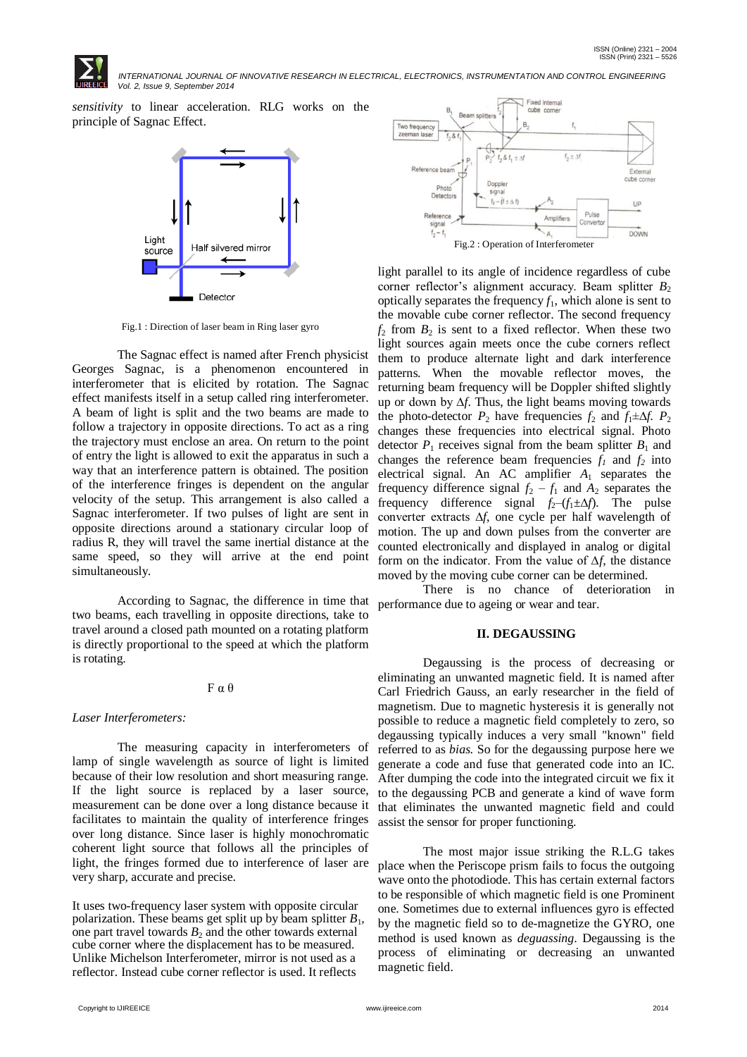*sensitivity* to linear acceleration. RLG works on the principle of Sagnac Effect.

Fig.1 : Direction of laser beam in Ring laser gyro

The Sagnac effect is named after French physicist Georges Sagnac, is a phenomenon encountered in interferometer that is elicited by rotation. The Sagnac effect manifests itself in a setup called ring interferometer. A beam of light is split and the two beams are made to follow a trajectory in opposite directions. To act as a ring the trajectory must enclose an area. On return to the point of entry the light is allowed to exit the apparatus in such a way that an interference pattern is obtained. The position of the interference fringes is dependent on the angular velocity of the setup. This arrangement is also called a Sagnac interferometer. If two pulses of light are sent in opposite directions around a stationary circular loop of radius R, they will travel the same inertial distance at the same speed, so they will arrive at the end point simultaneously.

According to Sagnac, the difference in time that two beams, each travelling in opposite directions, take to travel around a closed path mounted on a rotating platform is directly proportional to the speed at which the platform is rotating.

$$F \alpha \theta$$

*Laser Interferometers:*

The measuring capacity in interferometers of lamp of single wavelength as source of light is limited because of their low resolution and short measuring range. If the light source is replaced by a laser source, measurement can be done over a long distance because it facilitates to maintain the quality of interference fringes over long distance. Since laser is highly monochromatic coherent light source that follows all the principles of light, the fringes formed due to interference of laser are very sharp, accurate and precise.

It uses two-frequency laser system with opposite circular polarization. These beams get split up by beam splitter $B_1$, one part travel towards $B_2$ and the other towards external cube corner where the displacement has to be measured. Unlike Michelson Interferometer, mirror is not used as a reflector. Instead cube corner reflector is used. It reflects light parallel to its angle of incidence regardless of cube corner reflector's alignment accuracy. Beam splitter $B_2$ optically separates the frequency $f_1$, which alone is sent to the movable cube corner reflector. The second frequency $f_2$ from $B_2$ is sent to a fixed reflector. When these two light sources again meets once the cube corners reflect them to produce alternate light and dark interference patterns. When the movable reflector moves, the returning beam frequency will be Doppler shifted slightly up or down by $\Delta f$. Thus, the light beams moving towards the photo-detector $P_2$ have frequencies $f_2$ and $f_1 \pm \Delta f$. $P_2$ changes these frequencies into electrical signal. Photo detector $P_1$ receives signal from the beam splitter $B_1$ and changes the reference beam frequencies $f_1$ and $f_2$ into electrical signal. An AC amplifier $A_1$ separates the frequency difference signal $f_2 - f_1$ and $A_2$ separates the frequency difference signal $f_2 - (f_1 \pm \Delta f)$. The pulse converter extracts $\Delta f$, one cycle per half wavelength of motion. The up and down pulses from the converter are counted electronically and displayed in analog or digital form on the indicator. From the value of $\Delta f$, the distance moved by the moving cube corner can be determined.

Fig.2 : Operation of Interferometer

There is no chance of deterioration in performance due to ageing or wear and tear.

## II. DEGAUSSING

Degaussing is the process of decreasing or eliminating an unwanted magnetic field. It is named after Carl Friedrich Gauss, an early researcher in the field of magnetism. Due to magnetic hysteresis it is generally not possible to reduce a magnetic field completely to zero, so degaussing typically induces a very small "known" field referred to as *bias*. So for the degaussing purpose here we generate a code and fuse that generated code into an IC. After dumping the code into the integrated circuit we fix it to the degaussing PCB and generate a kind of wave form that eliminates the unwanted magnetic field and could assist the sensor for proper functioning.

The most major issue striking the R.L.G takes place when the Periscope prism fails to focus the outgoing wave onto the photodiode. This has certain external factors to be responsible of which magnetic field is one Prominent one. Sometimes due to external influences gyro is effected by the magnetic field so to de-magnetize the GYRO, one method is used known as *deguassing*. Degaussing is the process of eliminating or decreasing an unwanted magnetic field.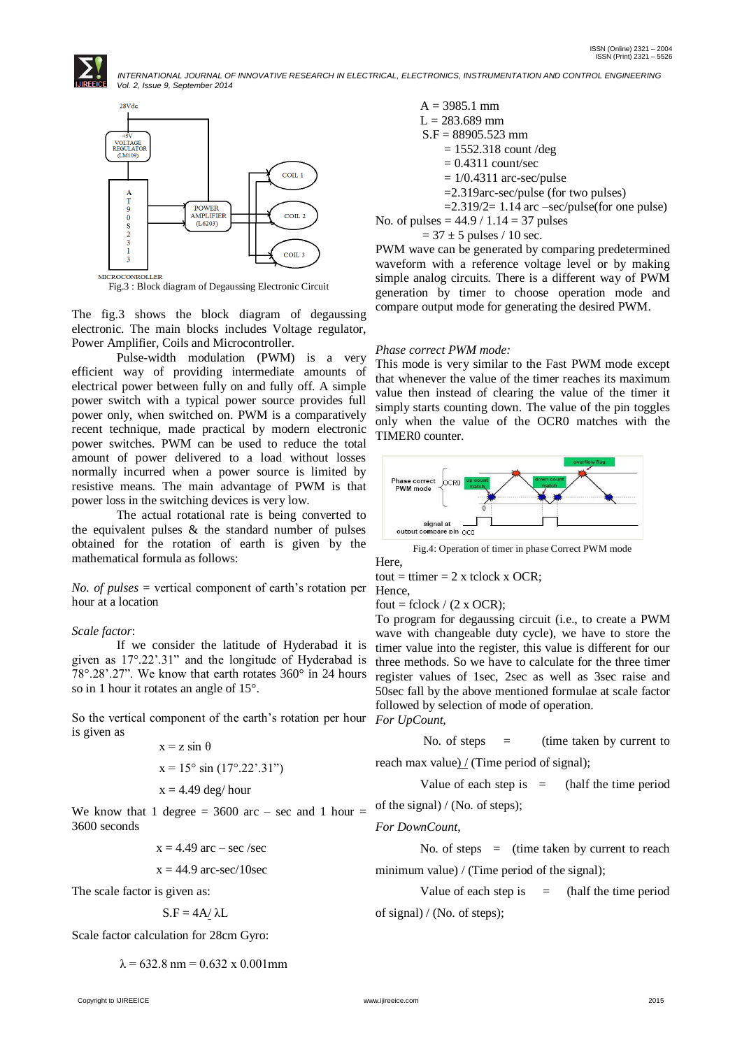Fig.3 : Block diagram of Degaussing Electronic Circuit

The fig.3 shows the block diagram of degaussing electronic. The main blocks includes Voltage regulator, Power Amplifier, Coils and Microcontroller.

Pulse-width modulation (PWM) is a very efficient way of providing intermediate amounts of electrical power between fully on and fully off. A simple power switch with a typical power source provides full power only, when switched on. PWM is a comparatively recent technique, made practical by modern electronic power switches. PWM can be used to reduce the total amount of power delivered to a load without losses normally incurred when a power source is limited by resistive means. The main advantage of PWM is that power loss in the switching devices is very low.

The actual rotational rate is being converted to the equivalent pulses & the standard number of pulses obtained for the rotation of earth is given by the mathematical formula as follows:

*No. of pulses* = vertical component of earth's rotation per hour at a location

*Scale factor*:

If we consider the latitude of Hyderabad it is given as 17°.22'.31" and the longitude of Hyderabad is 78°.28'.27". We know that earth rotates 360° in 24 hours so in 1 hour it rotates an angle of 15°.

So the vertical component of the earth's rotation per hour is given as

$$x = z \sin \theta$$

$$x = 15° \sin (17°.22'.31")$$

$$x = 4.49 \text{ deg/ hour}$$

We know that 1 degree = 3600 arc – sec and 1 hour = 3600 seconds

$$x = 4.49 \text{ arc – sec /sec}$$

$$x = 44.9 \text{ arc-sec/10sec}$$

The scale factor is given as:

$$S.F = 4A/ \lambda L$$

Scale factor calculation for 28cm Gyro:

$$\lambda = 632.8 \text{ nm} = 0.632 \times 0.001\text{mm}$$

A = 3985.1 mm

L = 283.689 mm

S.F = 88905.523 mm

= 1552.318 count /deg

= 0.4311 count/sec

= 1/0.4311 arc-sec/pulse

=2.319arc-sec/pulse (for two pulses)

=2.319/2= 1.14 arc –sec/pulse(for one pulse)

No. of pulses = 44.9 / 1.14 = 37 pulses

= 37 ± 5 pulses / 10 sec.

PWM wave can be generated by comparing predetermined waveform with a reference voltage level or by making simple analog circuits. There is a different way of PWM generation by timer to choose operation mode and compare output mode for generating the desired PWM.

*Phase correct PWM mode:*

This mode is very similar to the Fast PWM mode except that whenever the value of the timer reaches its maximum value then instead of clearing the value of the timer it simply starts counting down. The value of the pin toggles only when the value of the OCR0 matches with the TIMER0 counter.

Fig.4: Operation of timer in phase Correct PWM mode

Here,

$t_{out} = t_{timer} = 2 \times t_{clock} \times OCR$;

Hence,

$f_{out} = f_{clock} / (2 \times OCR)$;

To program for degaussing circuit (i.e., to create a PWM wave with changeable duty cycle), we have to store the timer value into the register, this value is different for our three methods. So we have to calculate for the three timer register values of 1sec, 2sec as well as 3sec raise and 50sec fall by the above mentioned formulae at scale factor followed by selection of mode of operation.

*For UpCount,*

No. of steps = (time taken by current to reach max value) / (Time period of signal);

Value of each step is = (half the time period of the signal) / (No. of steps);

*For DownCount,*

No. of steps = (time taken by current to reach minimum value) / (Time period of the signal);

Value of each step is = (half the time period of signal) / (No. of steps);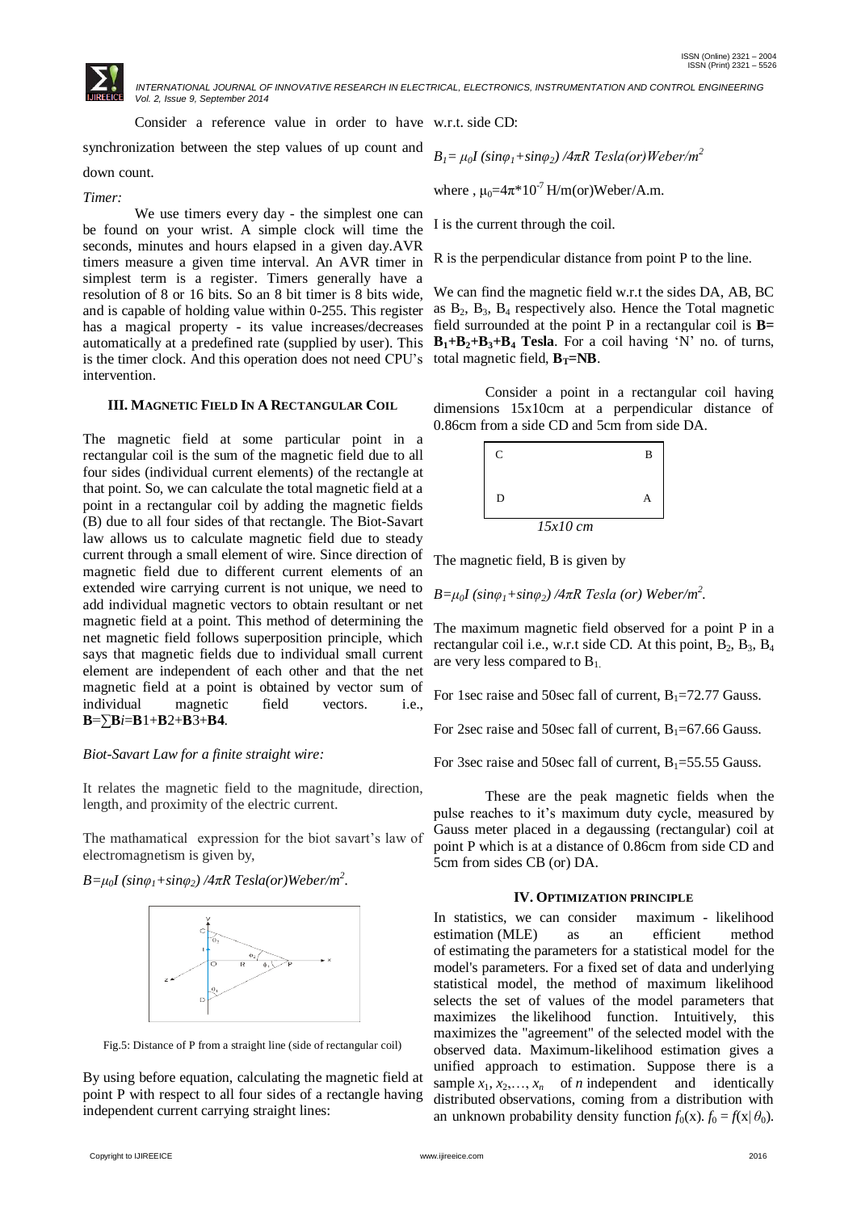Consider a reference value in order to have synchronization between the step values of up count and down count.

*Timer:*

We use timers every day - the simplest one can be found on your wrist. A simple clock will time the seconds, minutes and hours elapsed in a given day.AVR timers measure a given time interval. An AVR timer in simplest term is a register. Timers generally have a resolution of 8 or 16 bits. So an 8 bit timer is 8 bits wide, and is capable of holding value within 0-255. This register has a magical property - its value increases/decreases automatically at a predefined rate (supplied by user). This is the timer clock. And this operation does not need CPU's intervention.

## III. MAGNETIC FIELD IN A RECTANGULAR COIL

The magnetic field at some particular point in a rectangular coil is the sum of the magnetic field due to all four sides (individual current elements) of the rectangle at that point. So, we can calculate the total magnetic field at a point in a rectangular coil by adding the magnetic fields (B) due to all four sides of that rectangle. The Biot-Savart law allows us to calculate magnetic field due to steady current through a small element of wire. Since direction of magnetic field due to different current elements of an extended wire carrying current is not unique, we need to add individual magnetic vectors to obtain resultant or net magnetic field at a point. This method of determining the net magnetic field follows superposition principle, which says that magnetic fields due to individual small current element are independent of each other and that the net magnetic field at a point is obtained by vector sum of individual magnetic field vectors. i.e., $\mathbf{B}=\sum \mathbf{B}i=\mathbf{B}1+\mathbf{B}2+\mathbf{B}3+\mathbf{B4}$.

*Biot-Savart Law for a finite straight wire:*

It relates the magnetic field to the magnitude, direction, length, and proximity of the electric current.

The mathamatical expression for the biot savart's law of electromagnetism is given by,

$B=\mu_0 I (\sin\varphi_1+\sin\varphi_2) /4\pi R$ *Tesla(or)Weber/m*$^2$.

Fig.5: Distance of P from a straight line (side of rectangular coil)

By using before equation, calculating the magnetic field at point P with respect to all four sides of a rectangle having independent current carrying straight lines:

w.r.t. side CD:

$B_1= \mu_0 I (\sin\varphi_1+\sin\varphi_2) /4\pi R$ *Tesla(or)Weber/m*$^2$

where , $\mu_0=4\pi*10^{-7}$ H/m(or)Weber/A.m.

I is the current through the coil.

R is the perpendicular distance from point P to the line.

We can find the magnetic field w.r.t the sides DA, AB, BC as $B_2$, $B_3$, $B_4$ respectively also. Hence the Total magnetic field surrounded at the point P in a rectangular coil is $\mathbf{B}= \mathbf{B_1+B_2+B_3+B_4}$ **Tesla**. For a coil having 'N' no. of turns, total magnetic field, $\mathbf{B_T=NB}$.

Consider a point in a rectangular coil having dimensions 15x10cm at a perpendicular distance of 0.86cm from a side CD and 5cm from side DA.

| C | B |
|---|---|
| D | A |

*15x10 cm*

The magnetic field, B is given by

$B=\mu_0 I (\sin\varphi_1+\sin\varphi_2) /4\pi R$ *Tesla (or) Weber/m*$^2$.

The maximum magnetic field observed for a point P in a rectangular coil i.e., w.r.t side CD. At this point, $B_2$, $B_3$, $B_4$ are very less compared to $B_1$.

For 1sec raise and 50sec fall of current, $B_1$=72.77 Gauss.

For 2sec raise and 50sec fall of current, $B_1$=67.66 Gauss.

For 3sec raise and 50sec fall of current, $B_1$=55.55 Gauss.

These are the peak magnetic fields when the pulse reaches to it's maximum duty cycle, measured by Gauss meter placed in a degaussing (rectangular) coil at point P which is at a distance of 0.86cm from side CD and 5cm from sides CB (or) DA.

## IV. OPTIMIZATION PRINCIPLE

In statistics, we can consider maximum - likelihood estimation (MLE) as an efficient method of estimating the parameters for a statistical model for the model's parameters. For a fixed set of data and underlying statistical model, the method of maximum likelihood selects the set of values of the model parameters that maximizes the likelihood function. Intuitively, this maximizes the "agreement" of the selected model with the observed data. Maximum-likelihood estimation gives a unified approach to estimation. Suppose there is a sample $x_1, x_2,\ldots, x_n$ of *n* independent and identically distributed observations, coming from a distribution with an unknown probability density function $f_0(x)$. $f_0 = f(x|\theta_0)$.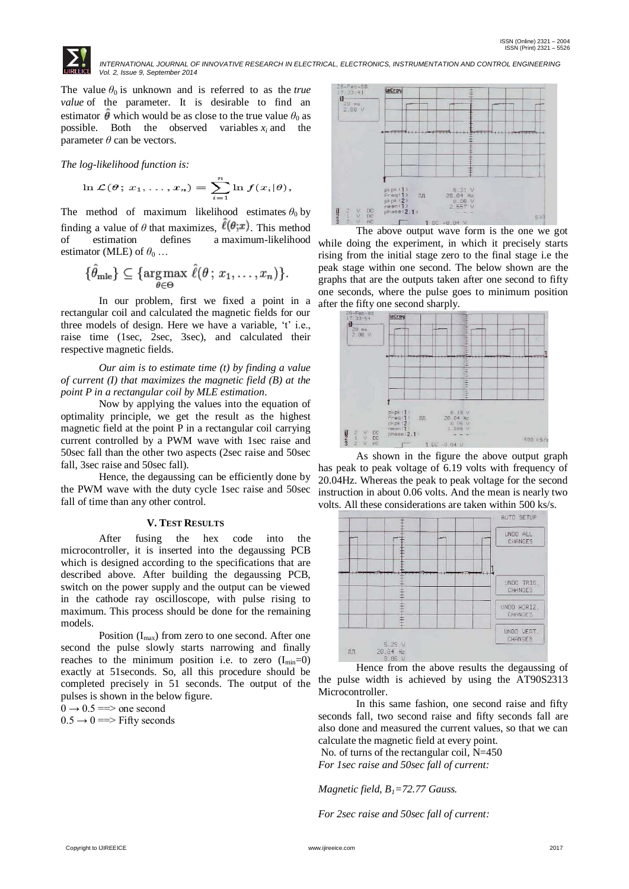The value $\theta_0$ is unknown and is referred to as the *true value* of the parameter. It is desirable to find an estimator $\hat{\boldsymbol{\theta}}$ which would be as close to the true value $\theta_0$ as possible. Both the observed variables $x_i$ and the parameter $\theta$ can be vectors.

*The log-likelihood function is:*

$$\ln \mathcal{L}(\boldsymbol{\theta}\,;\, x_1, \ldots, x_n) = \sum_{i=1}^{n} \ln f(x_i|\theta),$$

The method of maximum likelihood estimates $\theta_0$ by finding a value of $\theta$ that maximizes, $\hat{\ell}(\theta;x)$. This method of estimation defines a maximum-likelihood estimator (MLE) of $\theta_0$ …

$$\{\hat{\theta}_{\text{mle}}\} \subseteq \{\underset{\theta\in\Theta}{\arg\max}\ \hat{\ell}(\theta\,;\, x_1, \ldots, x_n)\}.$$

In our problem, first we fixed a point in a rectangular coil and calculated the magnetic fields for our three models of design. Here we have a variable, 't' i.e., raise time (1sec, 2sec, 3sec), and calculated their respective magnetic fields.

*Our aim is to estimate time (t) by finding a value of current (I) that maximizes the magnetic field (B) at the point P in a rectangular coil by MLE estimation.*

Now by applying the values into the equation of optimality principle, we get the result as the highest magnetic field at the point P in a rectangular coil carrying current controlled by a PWM wave with 1sec raise and 50sec fall than the other two aspects (2sec raise and 50sec fall, 3sec raise and 50sec fall).

Hence, the degaussing can be efficiently done by the PWM wave with the duty cycle 1sec raise and 50sec fall of time than any other control.

## V. TEST RESULTS

After fusing the hex code into the microcontroller, it is inserted into the degaussing PCB which is designed according to the specifications that are described above. After building the degaussing PCB, switch on the power supply and the output can be viewed in the cathode ray oscilloscope, with pulse rising to maximum. This process should be done for the remaining models.

Position ($I_{max}$) from zero to one second. After one second the pulse slowly starts narrowing and finally reaches to the minimum position i.e. to zero ($I_{min}$=0) exactly at 51seconds. So, all this procedure should be completed precisely in 51 seconds. The output of the pulses is shown in the below figure.

$0 \rightarrow 0.5$ ==> one second

$0.5 \rightarrow 0$ ==> Fifty seconds

The above output wave form is the one we got while doing the experiment, in which it precisely starts rising from the initial stage zero to the final stage i.e the peak stage within one second. The below shown are the graphs that are the outputs taken after one second to fifty one seconds, where the pulse goes to minimum position after the fifty one second sharply.

As shown in the figure the above output graph has peak to peak voltage of 6.19 volts with frequency of 20.04Hz. Whereas the peak to peak voltage for the second instruction in about 0.06 volts. And the mean is nearly two volts. All these considerations are taken within 500 ks/s.

Hence from the above results the degaussing of the pulse width is achieved by using the AT90S2313 Microcontroller.

In this same fashion, one second raise and fifty seconds fall, two second raise and fifty seconds fall are also done and measured the current values, so that we can calculate the magnetic field at every point.

No. of turns of the rectangular coil, N=450

*For 1sec raise and 50sec fall of current:*

*Magnetic field, $B_1$=72.77 Gauss.*

*For 2sec raise and 50sec fall of current:*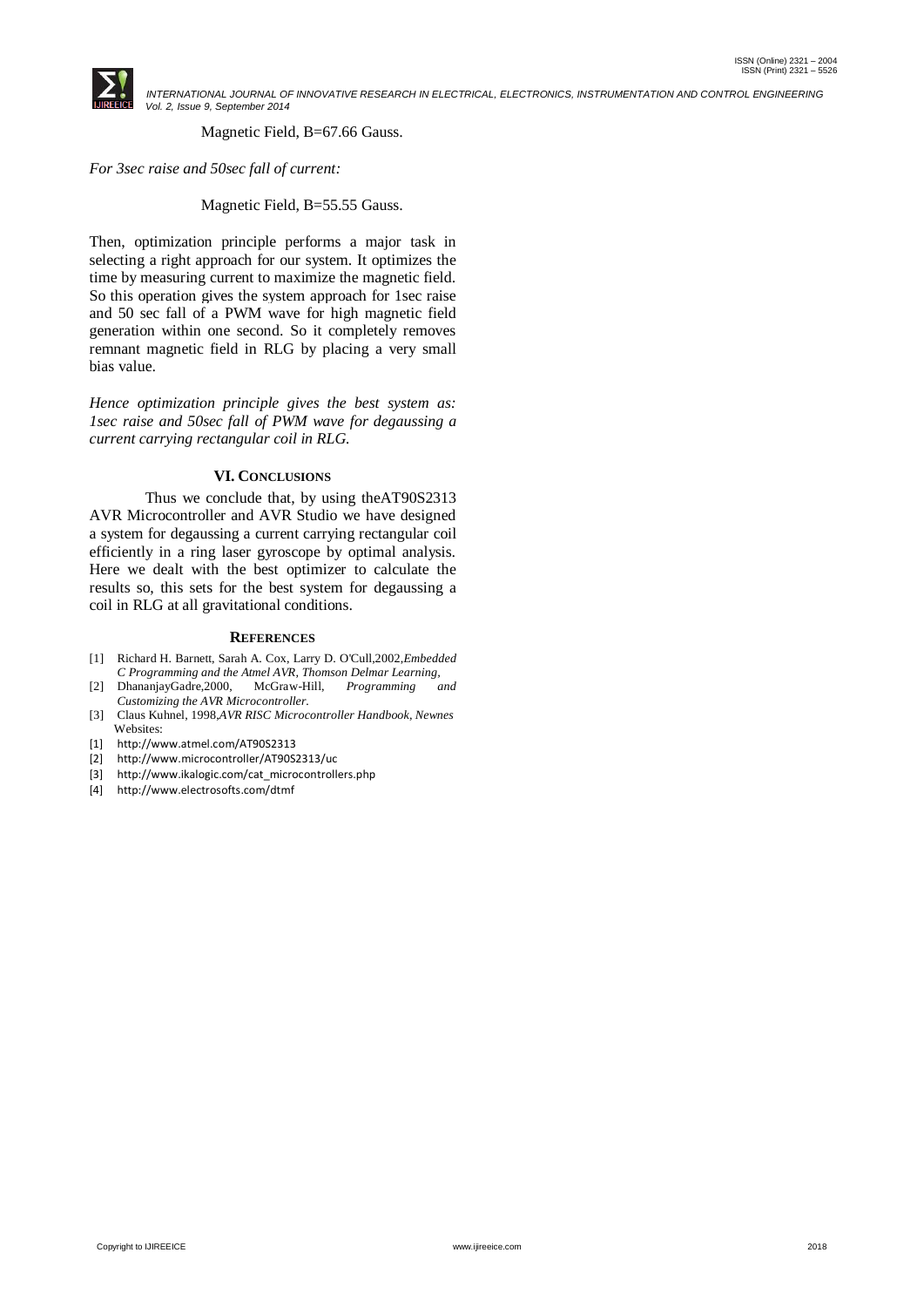Magnetic Field, B=67.66 Gauss.

*For 3sec raise and 50sec fall of current:*

Magnetic Field, B=55.55 Gauss.

Then, optimization principle performs a major task in selecting a right approach for our system. It optimizes the time by measuring current to maximize the magnetic field. So this operation gives the system approach for 1sec raise and 50 sec fall of a PWM wave for high magnetic field generation within one second. So it completely removes remnant magnetic field in RLG by placing a very small bias value.

*Hence optimization principle gives the best system as: 1sec raise and 50sec fall of PWM wave for degaussing a current carrying rectangular coil in RLG.*

## VI. CONCLUSIONS

Thus we conclude that, by using theAT90S2313 AVR Microcontroller and AVR Studio we have designed a system for degaussing a current carrying rectangular coil efficiently in a ring laser gyroscope by optimal analysis. Here we dealt with the best optimizer to calculate the results so, this sets for the best system for degaussing a coil in RLG at all gravitational conditions.

## REFERENCES

[1] Richard H. Barnett, Sarah A. Cox, Larry D. O'Cull,2002,*Embedded C Programming and the Atmel AVR, Thomson Delmar Learning,*

[2] DhananjayGadre,2000, McGraw-Hill, *Programming and Customizing the AVR Microcontroller.*

[3] Claus Kuhnel, 1998,*AVR RISC Microcontroller Handbook, Newnes*

Websites:

[1] http://www.atmel.com/AT90S2313

[2] http://www.microcontroller/AT90S2313/uc

[3] http://www.ikalogic.com/cat_microcontrollers.php

[4] http://www.electrosofts.com/dtmf